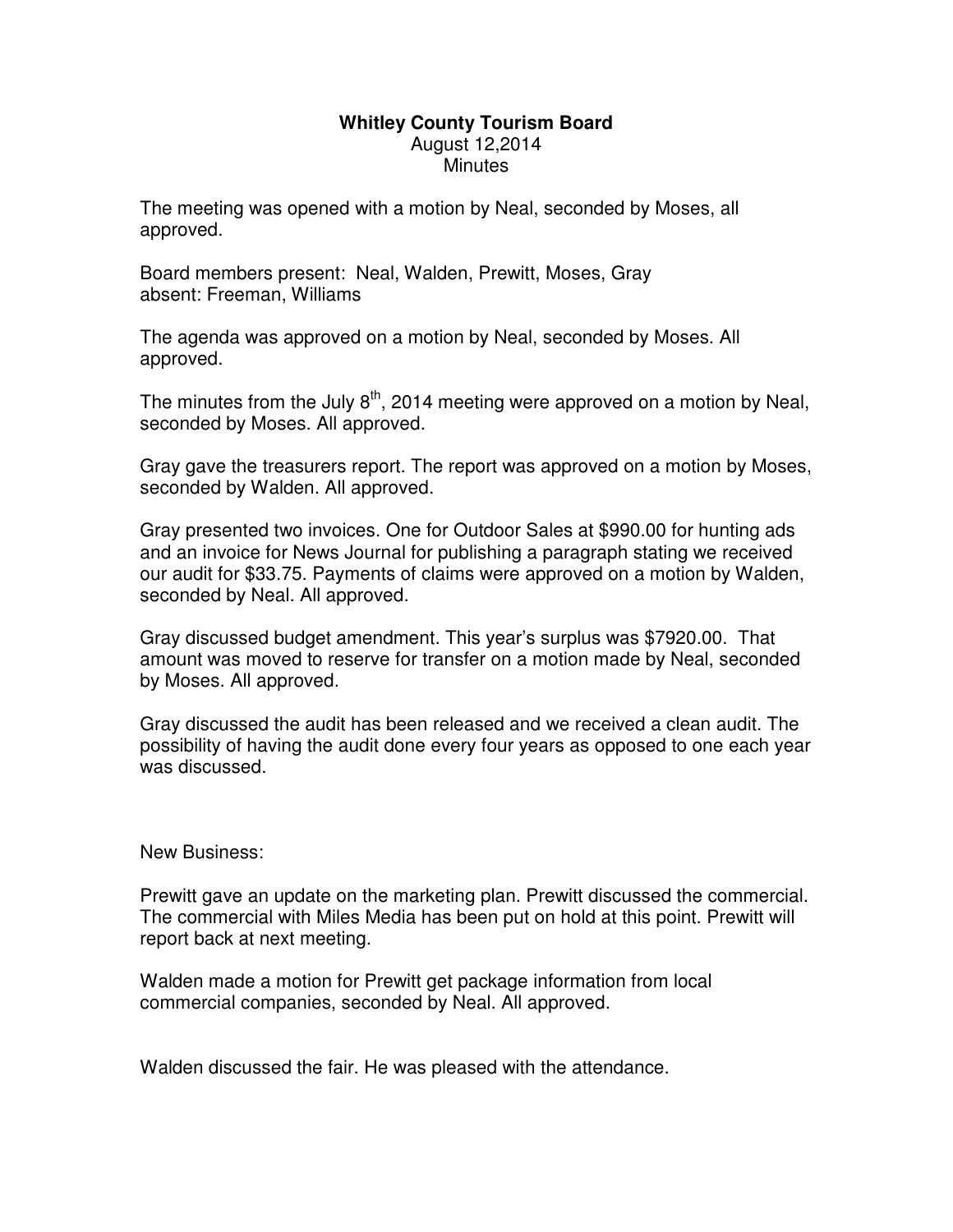**Whitley County Tourism Board**
August 12,2014
Minutes

The meeting was opened with a motion by Neal, seconded by Moses, all approved.

Board members present: Neal, Walden, Prewitt, Moses, Gray
absent: Freeman, Williams

The agenda was approved on a motion by Neal, seconded by Moses. All approved.

The minutes from the July 8th, 2014 meeting were approved on a motion by Neal, seconded by Moses. All approved.

Gray gave the treasurers report. The report was approved on a motion by Moses, seconded by Walden. All approved.

Gray presented two invoices. One for Outdoor Sales at $990.00 for hunting ads and an invoice for News Journal for publishing a paragraph stating we received our audit for $33.75. Payments of claims were approved on a motion by Walden, seconded by Neal. All approved.

Gray discussed budget amendment. This year's surplus was $7920.00. That amount was moved to reserve for transfer on a motion made by Neal, seconded by Moses. All approved.

Gray discussed the audit has been released and we received a clean audit. The possibility of having the audit done every four years as opposed to one each year was discussed.

New Business:

Prewitt gave an update on the marketing plan. Prewitt discussed the commercial. The commercial with Miles Media has been put on hold at this point. Prewitt will report back at next meeting.

Walden made a motion for Prewitt get package information from local commercial companies, seconded by Neal. All approved.

Walden discussed the fair. He was pleased with the attendance.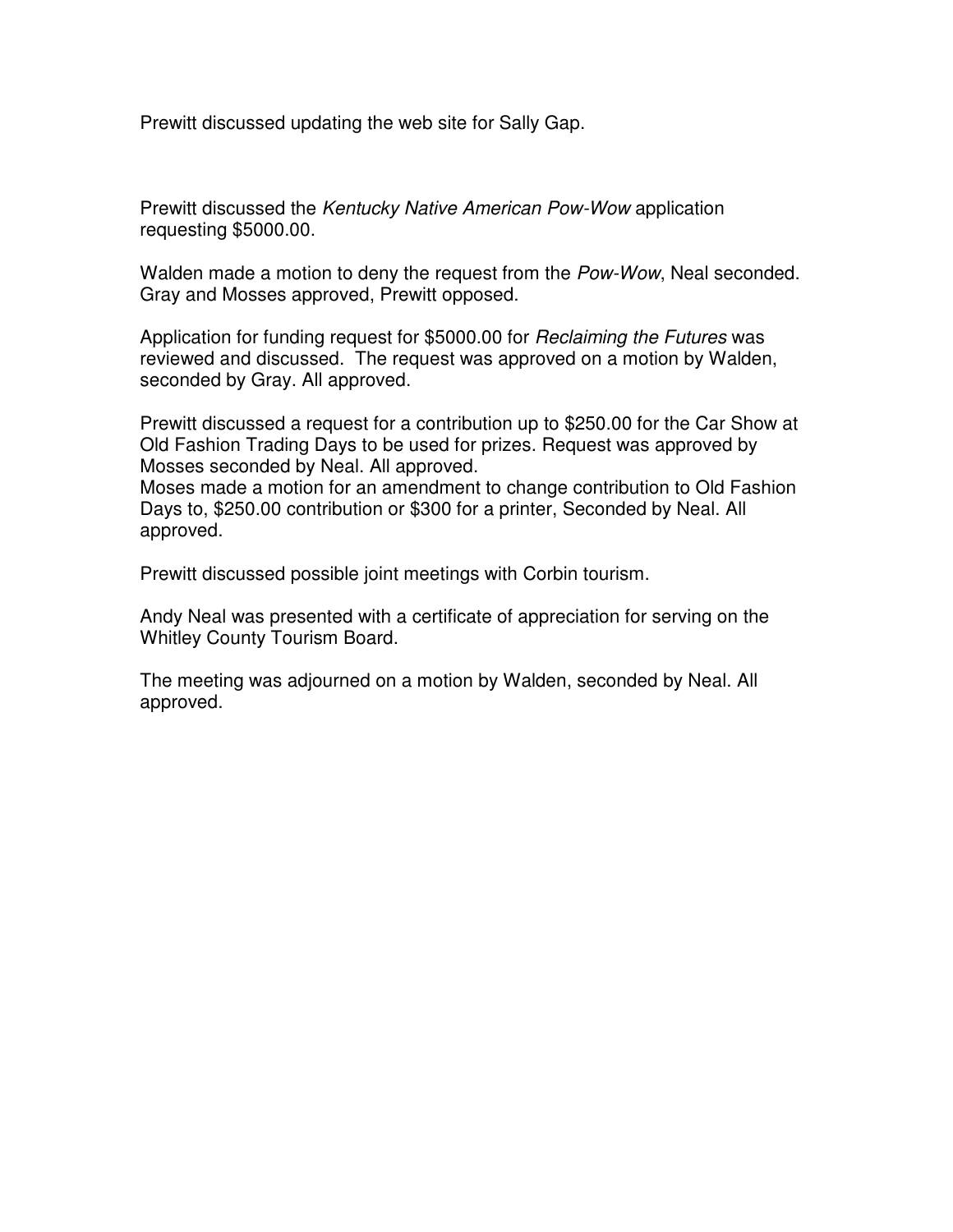Prewitt discussed updating the web site for Sally Gap.

Prewitt discussed the *Kentucky Native American Pow-Wow* application requesting $5000.00.

Walden made a motion to deny the request from the *Pow-Wow*, Neal seconded. Gray and Mosses approved, Prewitt opposed.

Application for funding request for $5000.00 for *Reclaiming the Futures* was reviewed and discussed. The request was approved on a motion by Walden, seconded by Gray. All approved.

Prewitt discussed a request for a contribution up to $250.00 for the Car Show at Old Fashion Trading Days to be used for prizes. Request was approved by Mosses seconded by Neal. All approved.
Moses made a motion for an amendment to change contribution to Old Fashion Days to, $250.00 contribution or $300 for a printer, Seconded by Neal. All approved.

Prewitt discussed possible joint meetings with Corbin tourism.

Andy Neal was presented with a certificate of appreciation for serving on the Whitley County Tourism Board.

The meeting was adjourned on a motion by Walden, seconded by Neal. All approved.